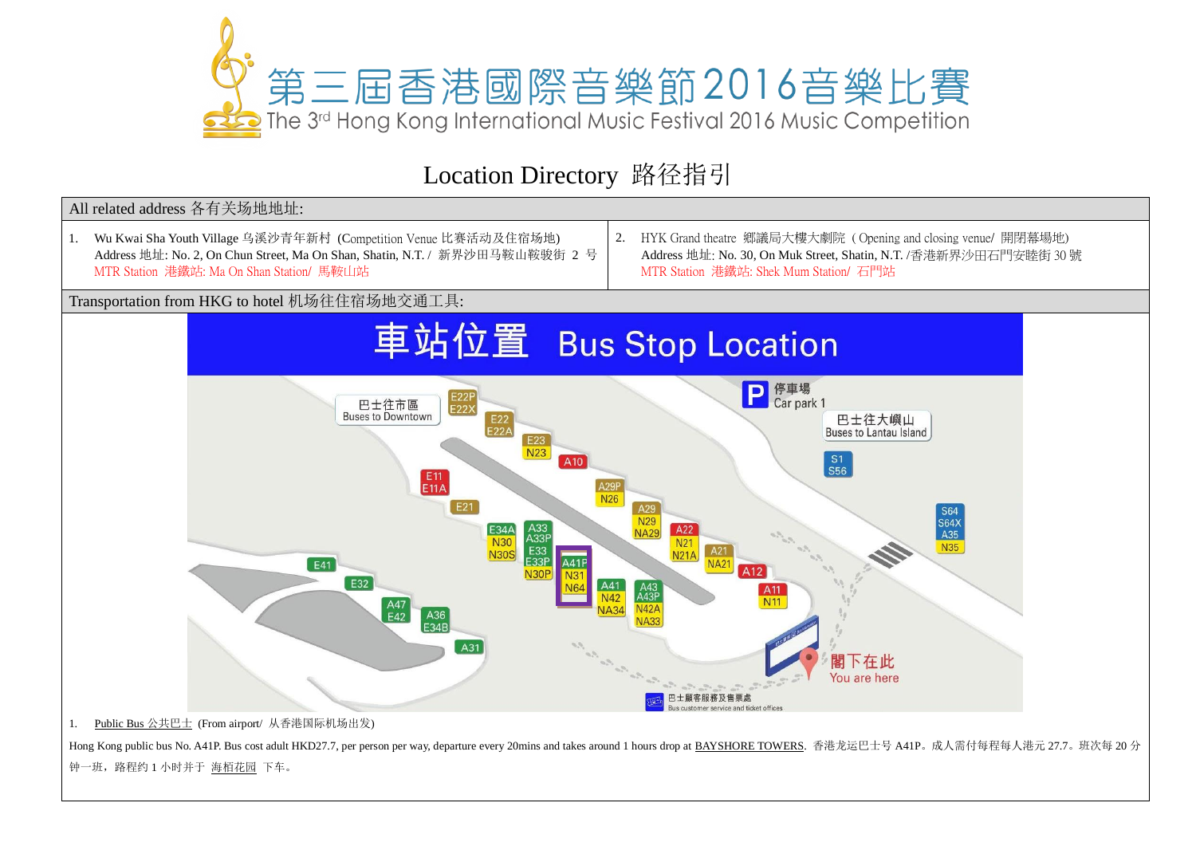# 第三屆香港國際音樂節2016音樂比賽

The 3rd Hong Kong International Music Festival 2016 Music Competition

## Location Directory 路径指引

| All related address 各有关场地地址: | |
|---|---|
| 1. Wu Kwai Sha Youth Village 乌溪沙青年新村 (Competition Venue 比赛活动及住宿场地)<br>Address 地址: No. 2, On Chun Street, Ma On Shan, Shatin, N.T. / 新界沙田马鞍山鞍骏街 2 号<br>MTR Station 港鐵站: Ma On Shan Station/ 馬鞍山站 | 2. HYK Grand theatre 鄉議局大樓大劇院 ( Opening and closing venue/ 開閉幕場地)<br>Address 地址: No. 30, On Muk Street, Shatin, N.T. /香港新界沙田石門安睦街 30 號<br>MTR Station 港鐵站: Shek Mum Station/ 石門站 |

Transportation from HKG to hotel 机场往住宿场地交通工具:

1. Public Bus 公共巴士 (From airport/ 从香港国际机场出发)

Hong Kong public bus No. A41P. Bus cost adult HKD27.7, per person per way, departure every 20mins and takes around 1 hours drop at BAYSHORE TOWERS. 香港龙运巴士号 A41P。成人需付每程每人港元 27.7。班次每 20 分钟一班，路程约 1 小时并于 海栢花园 下车。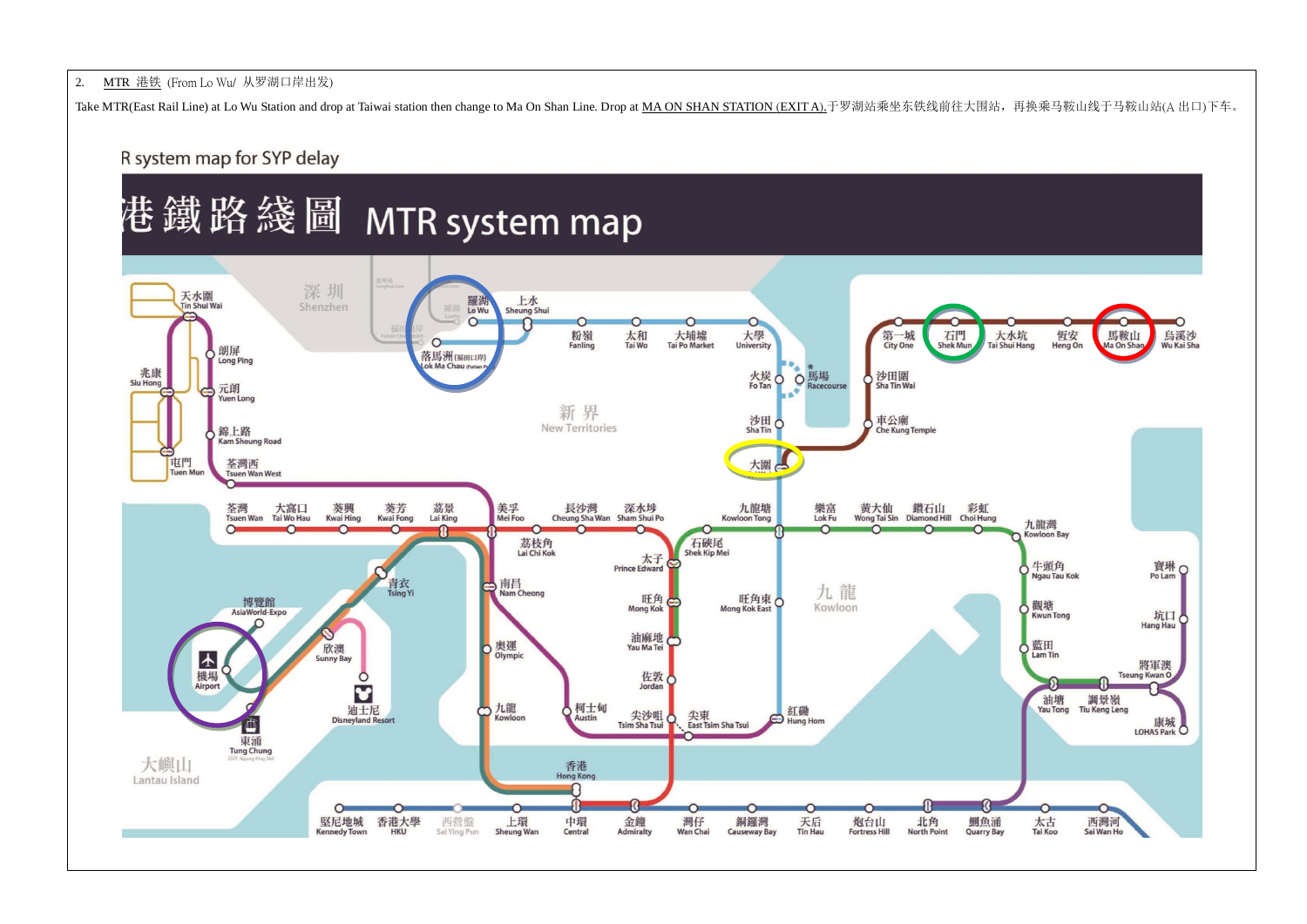2. MTR 港铁 (From Lo Wu/ 从罗湖口岸出发)

Take MTR(East Rail Line) at Lo Wu Station and drop at Taiwai station then change to Ma On Shan Line. Drop at MA ON SHAN STATION (EXIT A).于罗湖站乘坐东铁线前往大围站，再换乘马鞍山线于马鞍山站(A 出口)下车。

R system map for SYP delay

港鐵路綫圖 MTR system map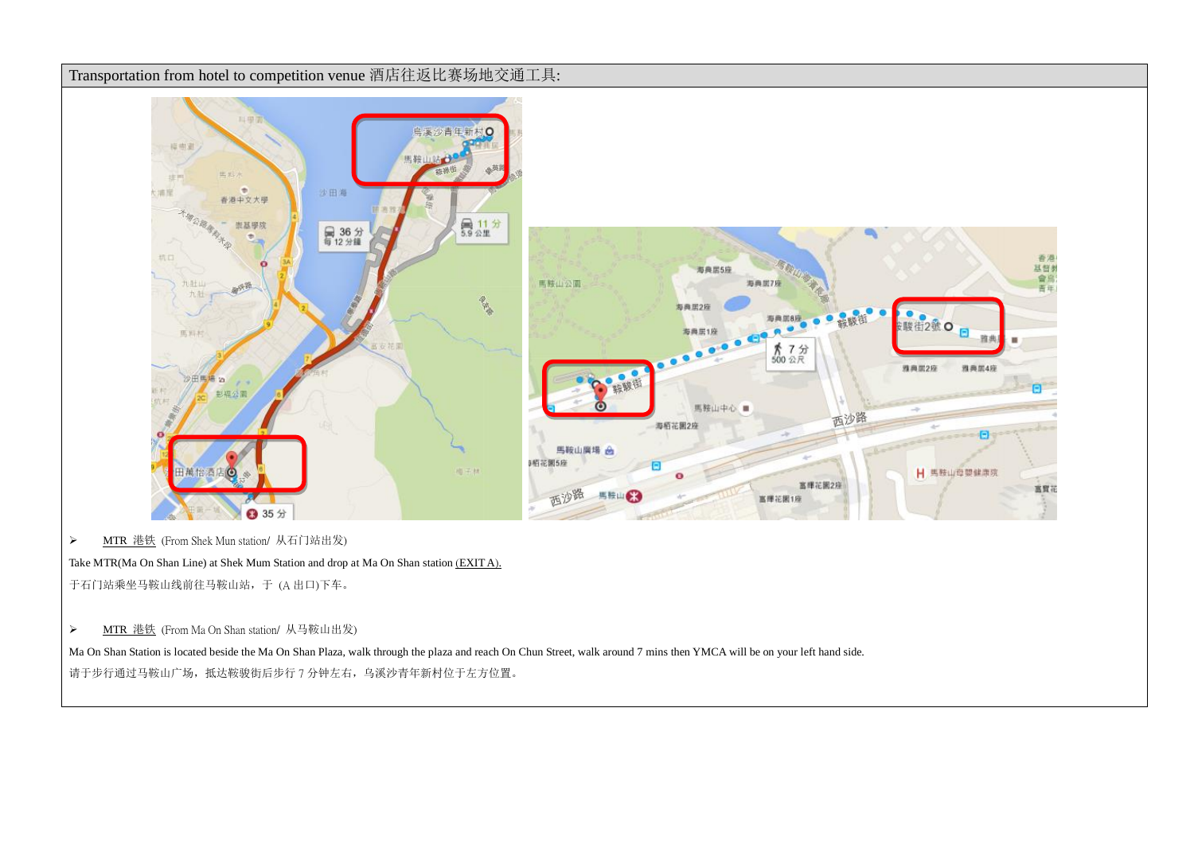Transportation from hotel to competition venue 酒店往返比赛场地交通工具:

- MTR 港铁 (From Shek Mun station/ 从石门站出发)

Take MTR(Ma On Shan Line) at Shek Mum Station and drop at Ma On Shan station (EXIT A).

于石门站乘坐马鞍山线前往马鞍山站，于 (A 出口)下车。

- MTR 港铁 (From Ma On Shan station/ 从马鞍山出发)

Ma On Shan Station is located beside the Ma On Shan Plaza, walk through the plaza and reach On Chun Street, walk around 7 mins then YMCA will be on your left hand side.

请于步行通过马鞍山广场，抵达鞍骏街后步行 7 分钟左右，乌溪沙青年新村位于左方位置。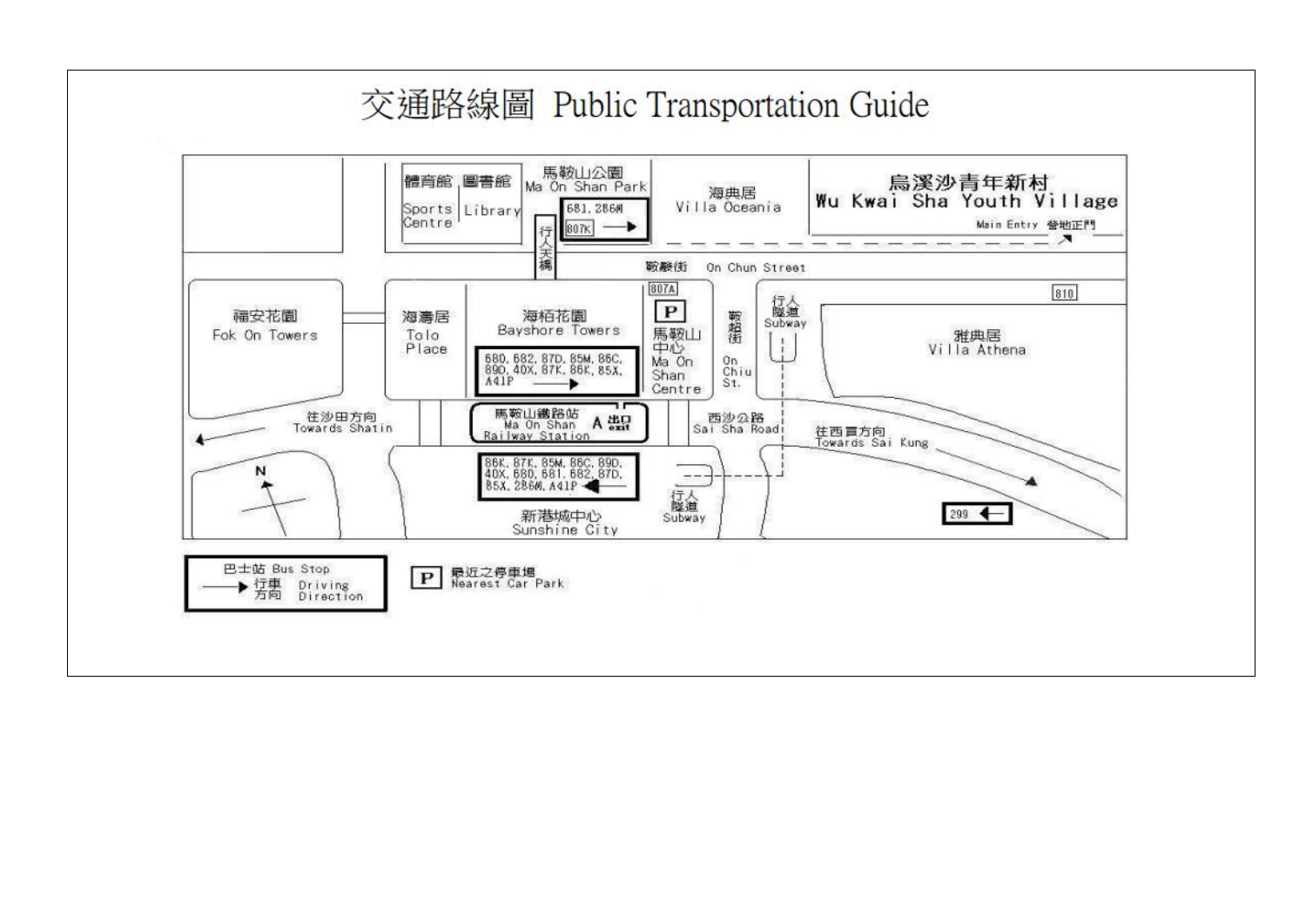# 交通路線圖 Public Transportation Guide

體育館 Sports Centre

圖書館 Library

馬鞍山公園 Ma On Shan Park

681, 286M

807K

行人天橋

海典居 Villa Oceania

烏溪沙青年新村 Wu Kwai Sha Youth Village

Main Entry 營地正門

鞍駿街 On Chun Street

807A

810

福安花園 Fok On Towers

海濤居 Tolo Place

海栢花園 Bayshore Towers

680, 682, 87D, 85M, 86C, 89D, 40X, 87K, 86K, 85X, A41P

馬鞍山中心 Ma On Shan Centre

鞍超街 On Chiu St.

行人隧道 Subway

雅典居 Villa Athena

往沙田方向 Towards Shatin

馬鞍山鐵路站 Ma On Shan Railway Station

A 出口 exit

西沙公路 Sai Sha Road

往西貢方向 Towards Sai Kung

86K, 87K, 85M, 86C, 89D, 40X, 680, 681, 682, 87D, 85X, 286M, A41P

新港城中心 Sunshine City

行人隧道 Subway

299

N

巴士站 Bus Stop

行車方向 Driving Direction

P 最近之停車場 Nearest Car Park